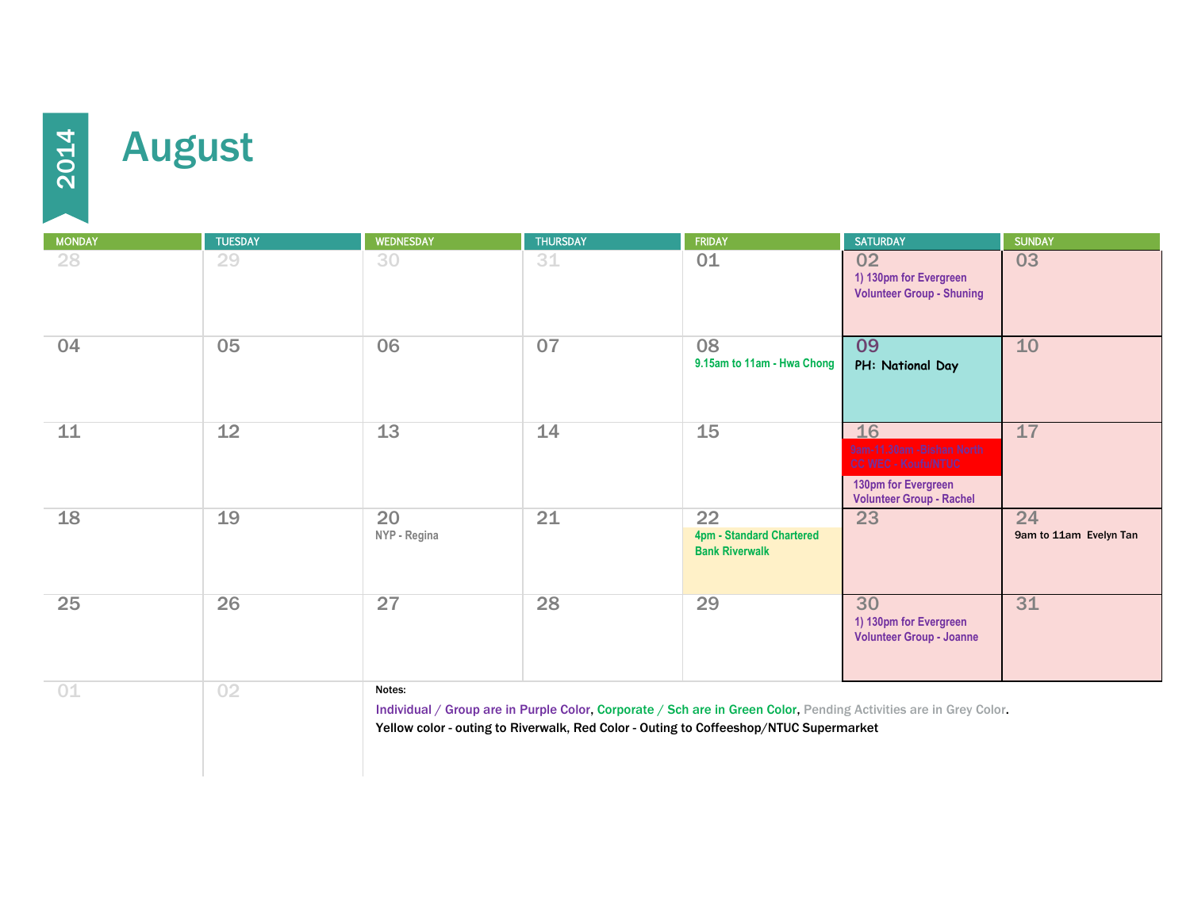# 2014 August

| MONDAY | TUESDAY | WEDNESDAY | THURSDAY | FRIDAY | SATURDAY | SUNDAY |
|---|---|---|---|---|---|---|
| 28 | 29 | 30 | 31 | 01 | 02<br>1) 130pm for Evergreen Volunteer Group - Shuning | 03 |
| 04 | 05 | 06 | 07 | 08<br>9.15am to 11am - Hwa Chong | 09<br>PH: National Day | 10 |
| 11 | 12 | 13 | 14 | 15 | 16<br>9am-11.30am - Bishan North CC WEC - Kopi&NTUC<br>130pm for Evergreen Volunteer Group - Rachel | 17 |
| 18 | 19 | 20<br>NYP - Regina | 21 | 22<br>4pm - Standard Chartered Bank Riverwalk | 23 | 24<br>9am to 11am Evelyn Tan |
| 25 | 26 | 27 | 28 | 29 | 30<br>1) 130pm for Evergreen Volunteer Group - Joanne | 31 |
| 01 | 02 | | | | | |

Notes:

Individual / Group are in Purple Color, Corporate / Sch are in Green Color, Pending Activities are in Grey Color.

Yellow color - outing to Riverwalk, Red Color - Outing to Coffeeshop/NTUC Supermarket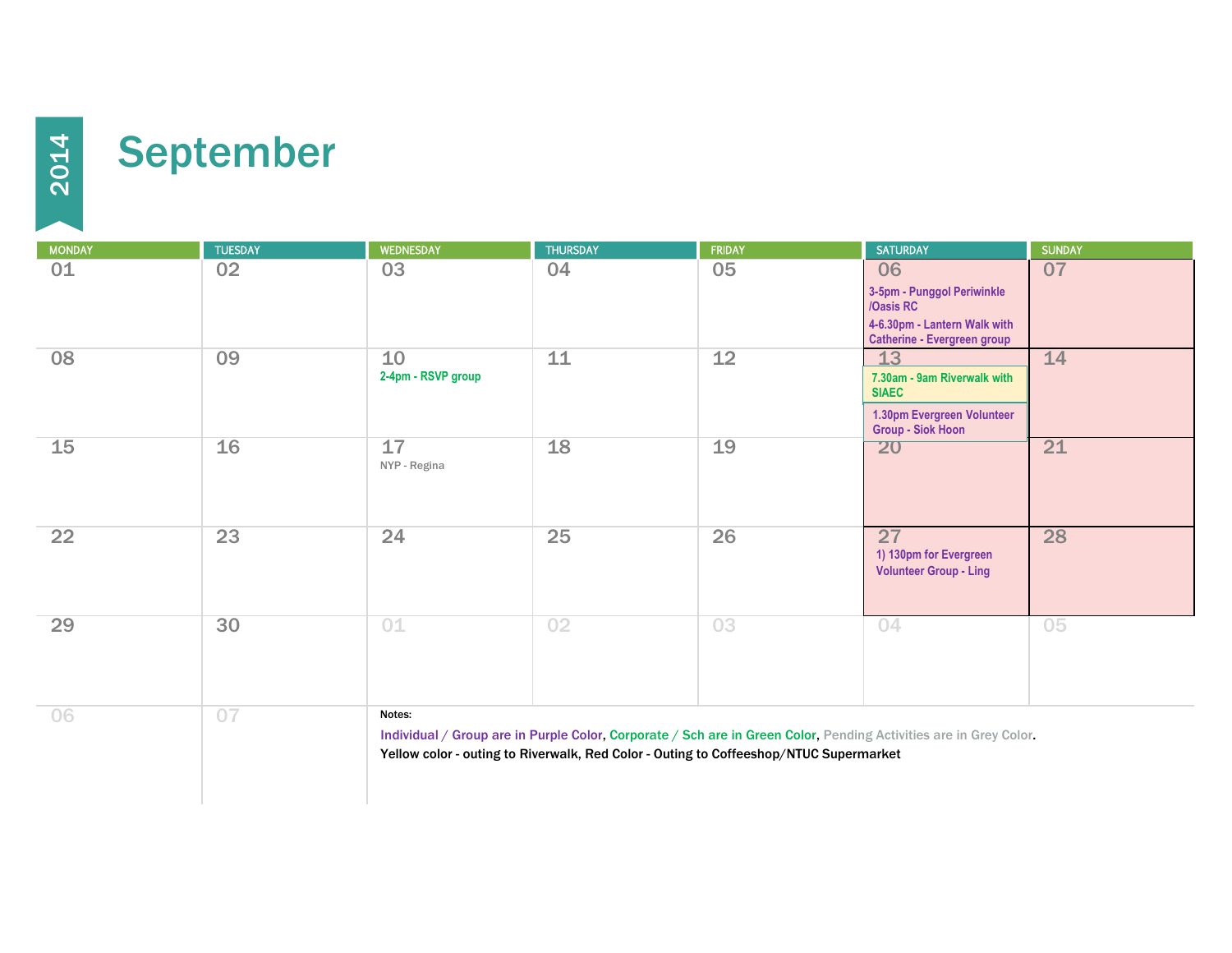# 2014

# September

| MONDAY | TUESDAY | WEDNESDAY | THURSDAY | FRIDAY | SATURDAY | SUNDAY |
|---|---|---|---|---|---|---|
| 01 | 02 | 03 | 04 | 05 | 06<br>3-5pm - Punggol Periwinkle /Oasis RC<br>4-6.30pm - Lantern Walk with Catherine - Evergreen group | 07 |
| 08 | 09 | 10<br>2-4pm - RSVP group | 11 | 12 | 13<br>7.30am - 9am Riverwalk with SIAEC<br>1.30pm Evergreen Volunteer Group - Siok Hoon | 14 |
| 15 | 16 | 17<br>NYP - Regina | 18 | 19 | 20 | 21 |
| 22 | 23 | 24 | 25 | 26 | 27<br>1) 130pm for Evergreen Volunteer Group - Ling | 28 |
| 29 | 30 | 01 | 02 | 03 | 04 | 05 |
| 06 | 07 | | | | | |

Notes:

Individual / Group are in Purple Color, Corporate / Sch are in Green Color, Pending Activities are in Grey Color.

Yellow color - outing to Riverwalk, Red Color - Outing to Coffeeshop/NTUC Supermarket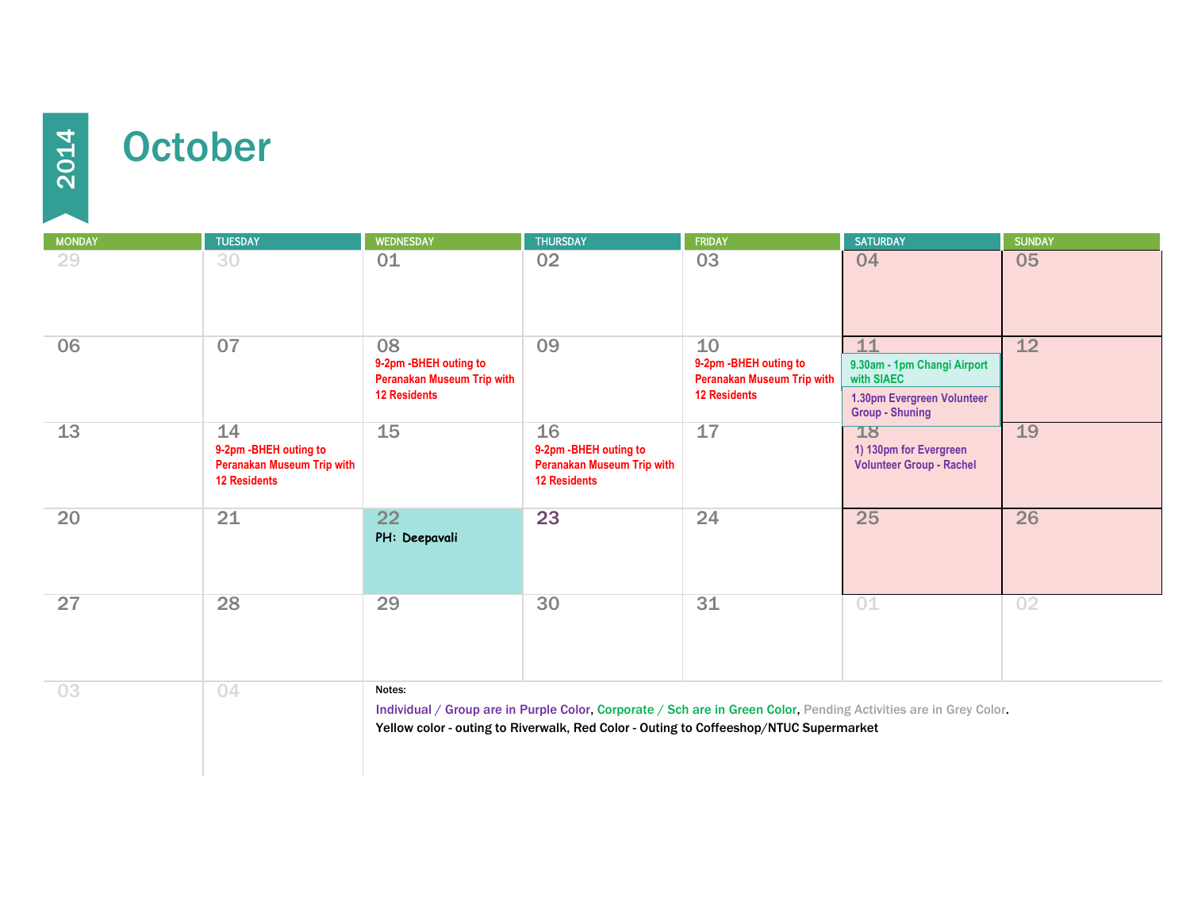# 2014 October

| MONDAY | TUESDAY | WEDNESDAY | THURSDAY | FRIDAY | SATURDAY | SUNDAY |
|---|---|---|---|---|---|---|
| 29 | 30 | 01 | 02 | 03 | 04 | 05 |
| 06 | 07 | 08 9-2pm -BHEH outing to Peranakan Museum Trip with 12 Residents | 09 | 10 9-2pm -BHEH outing to Peranakan Museum Trip with 12 Residents | 11 9.30am - 1pm Changi Airport with SIAEC 1.30pm Evergreen Volunteer Group - Shuning | 12 |
| 13 | 14 9-2pm -BHEH outing to Peranakan Museum Trip with 12 Residents | 15 | 16 9-2pm -BHEH outing to Peranakan Museum Trip with 12 Residents | 17 | 18 1) 130pm for Evergreen Volunteer Group - Rachel | 19 |
| 20 | 21 | 22 PH: Deepavali | 23 | 24 | 25 | 26 |
| 27 | 28 | 29 | 30 | 31 | 01 | 02 |
| 03 | 04 | | | | | |

Notes:

Individual / Group are in Purple Color, Corporate / Sch are in Green Color, Pending Activities are in Grey Color.
Yellow color - outing to Riverwalk, Red Color - Outing to Coffeeshop/NTUC Supermarket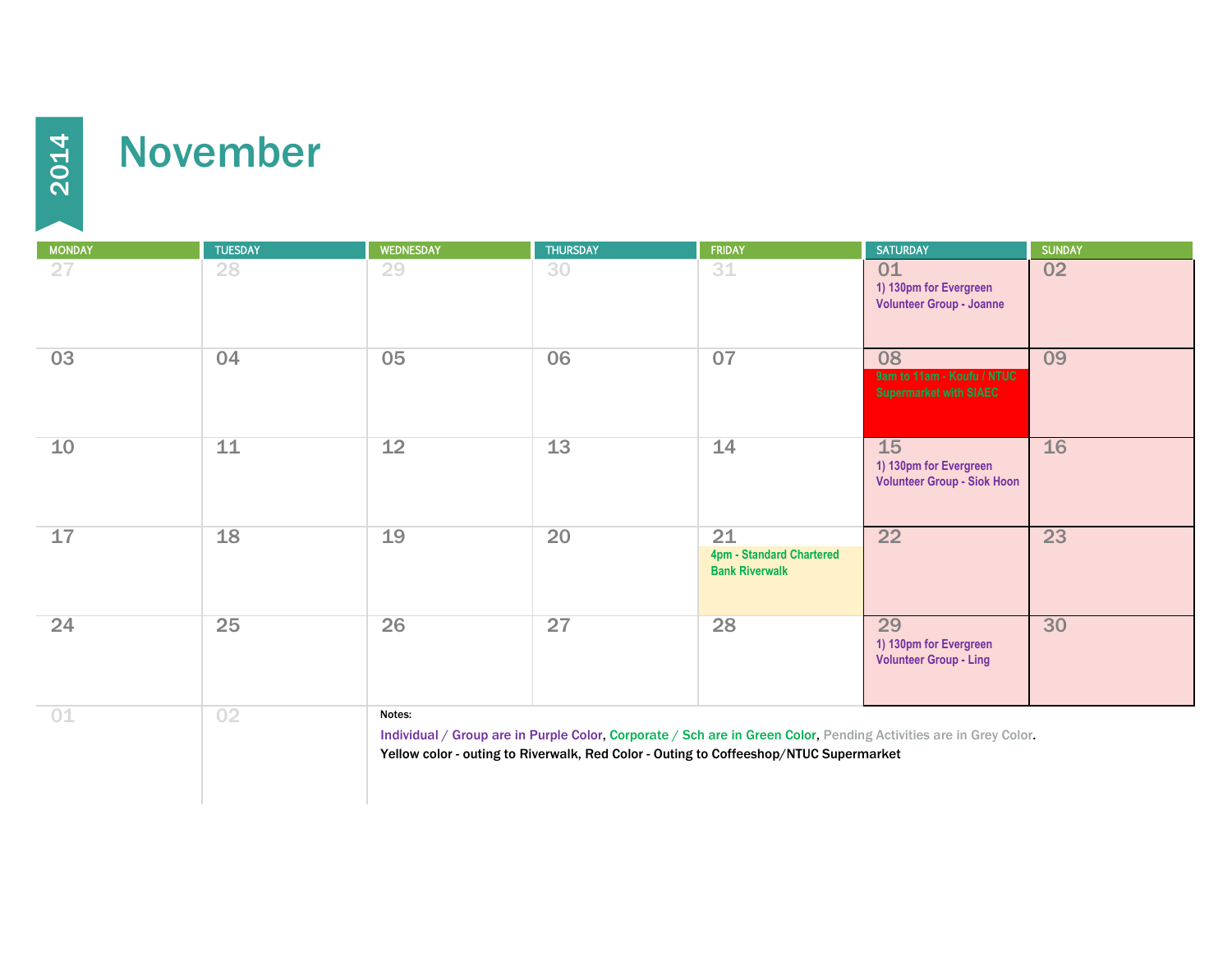# 2014 November

| MONDAY | TUESDAY | WEDNESDAY | THURSDAY | FRIDAY | SATURDAY | SUNDAY |
|---|---|---|---|---|---|---|
| 27 | 28 | 29 | 30 | 31 | 01 1) 130pm for Evergreen Volunteer Group - Joanne | 02 |
| 03 | 04 | 05 | 06 | 07 | 08 9am to 11am - Koufu / NTUC Supermarket with SIAEC | 09 |
| 10 | 11 | 12 | 13 | 14 | 15 1) 130pm for Evergreen Volunteer Group - Siok Hoon | 16 |
| 17 | 18 | 19 | 20 | 21 4pm - Standard Chartered Bank Riverwalk | 22 | 23 |
| 24 | 25 | 26 | 27 | 28 | 29 1) 130pm for Evergreen Volunteer Group - Ling | 30 |
| 01 | 02 | | | | | |

Notes:

Individual / Group are in Purple Color, Corporate / Sch are in Green Color, Pending Activities are in Grey Color.

Yellow color - outing to Riverwalk, Red Color - Outing to Coffeeshop/NTUC Supermarket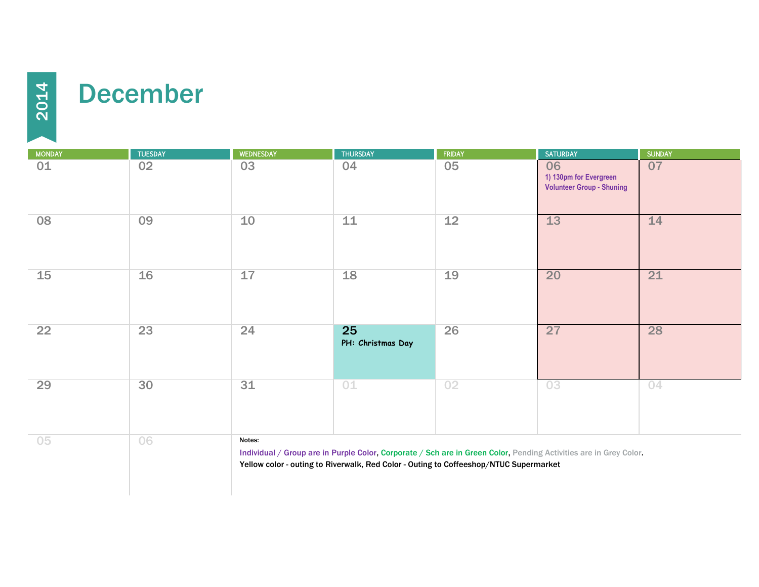# 2014 December

| MONDAY | TUESDAY | WEDNESDAY | THURSDAY | FRIDAY | SATURDAY | SUNDAY |
|---|---|---|---|---|---|---|
| 01 | 02 | 03 | 04 | 05 | 06 1) 130pm for Evergreen Volunteer Group - Shuning | 07 |
| 08 | 09 | 10 | 11 | 12 | 13 | 14 |
| 15 | 16 | 17 | 18 | 19 | 20 | 21 |
| 22 | 23 | 24 | 25 PH: Christmas Day | 26 | 27 | 28 |
| 29 | 30 | 31 | 01 | 02 | 03 | 04 |
| 05 | 06 | | | | | |

Notes:

Individual / Group are in Purple Color, Corporate / Sch are in Green Color, Pending Activities are in Grey Color.
Yellow color - outing to Riverwalk, Red Color - Outing to Coffeeshop/NTUC Supermarket